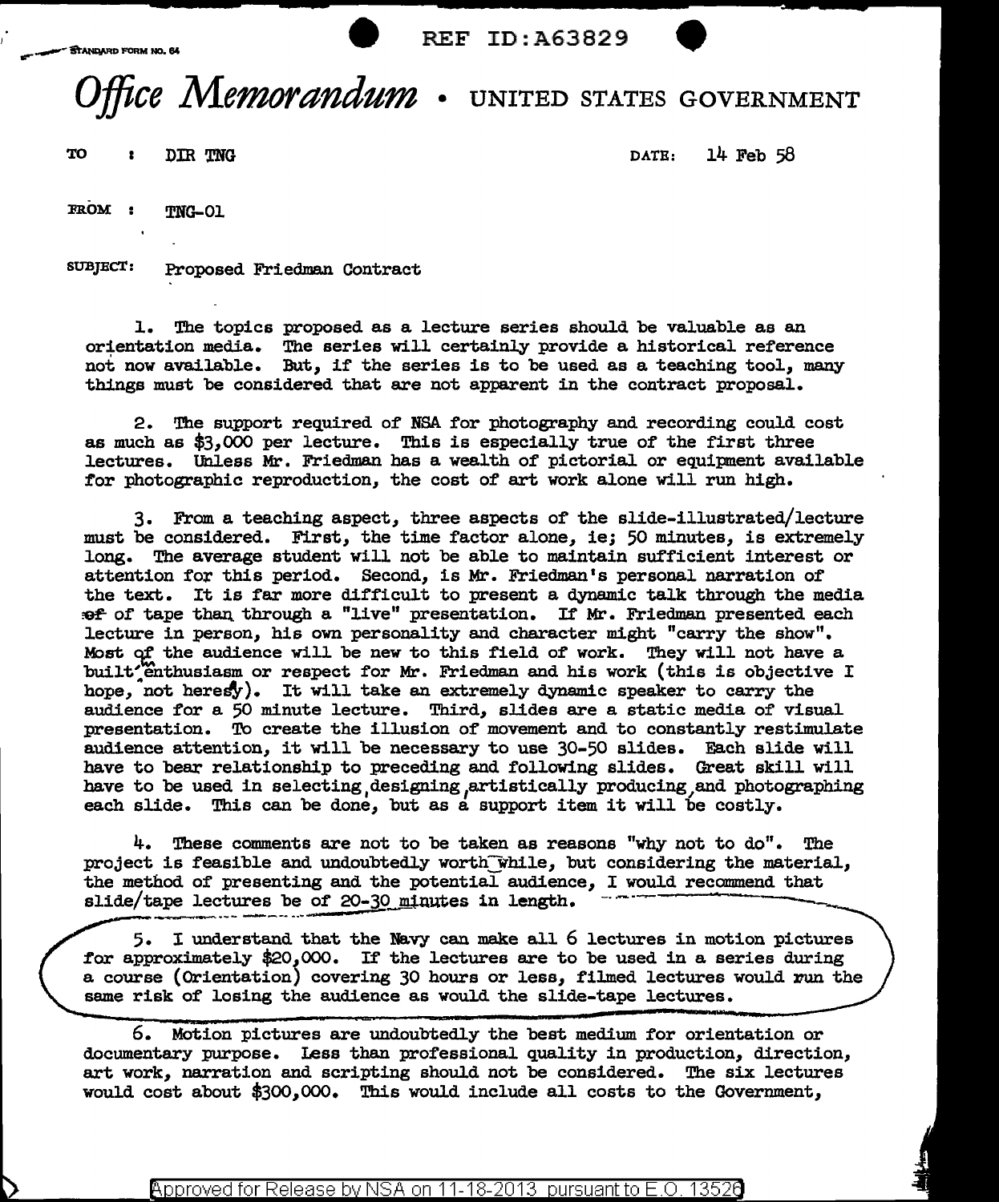STANDARD FORM NO. 64

REF ID:A63829

# *Office Memorandum* • UNITED STATES GOVERNMENT

TO : DIR TNG

DATE: 14 Feb 58

FROM : TNG-01

SUBJECT: Proposed Friedman Contract

1. The topics proposed as a lecture series should be valuable as an orientation media. The series will certainly provide a historical reference not now available. But, if the series is to be used as a teaching tool, many things must be considered that are not apparent in the contract proposal.

2. The support required of NSA for photography and recording could cost as much as $3,000 per lecture. This is especially true of the first three lectures. Unless Mr. Friedman has a wealth of pictorial or equipment available for photographic reproduction, the cost of art work alone will run high.

3. From a teaching aspect, three aspects of the slide-illustrated/lecture must be considered. First, the time factor alone, ie; 50 minutes, is extremely long. The average student will not be able to maintain sufficient interest or attention for this period. Second, is Mr. Friedman's personal narration of the text. It is far more difficult to present a dynamic talk through the media ~~of~~ of tape than through a "live" presentation. If Mr. Friedman presented each lecture in person, his own personality and character might "carry the show". Most of the audience will be new to this field of work. They will not have a built-in enthusiasm or respect for Mr. Friedman and his work (this is objective I hope, not heresy). It will take an extremely dynamic speaker to carry the audience for a 50 minute lecture. Third, slides are a static media of visual presentation. To create the illusion of movement and to constantly restimulate audience attention, it will be necessary to use 30-50 slides. Each slide will have to bear relationship to preceding and following slides. Great skill will have to be used in selecting, designing, artistically producing, and photographing each slide. This can be done, but as a support item it will be costly.

4. These comments are not to be taken as reasons "why not to do". The project is feasible and undoubtedly worthwhile, but considering the material, the method of presenting and the potential audience, I would recommend that slide/tape lectures be of 20-30 minutes in length.

5. I understand that the Navy can make all 6 lectures in motion pictures for approximately $20,000. If the lectures are to be used in a series during a course (Orientation) covering 30 hours or less, filmed lectures would run the same risk of losing the audience as would the slide-tape lectures.

6. Motion pictures are undoubtedly the best medium for orientation or documentary purpose. Less than professional quality in production, direction, art work, narration and scripting should not be considered. The six lectures would cost about $300,000. This would include all costs to the Government,

Approved for Release by NSA on 11-18-2013 pursuant to E.O. 13526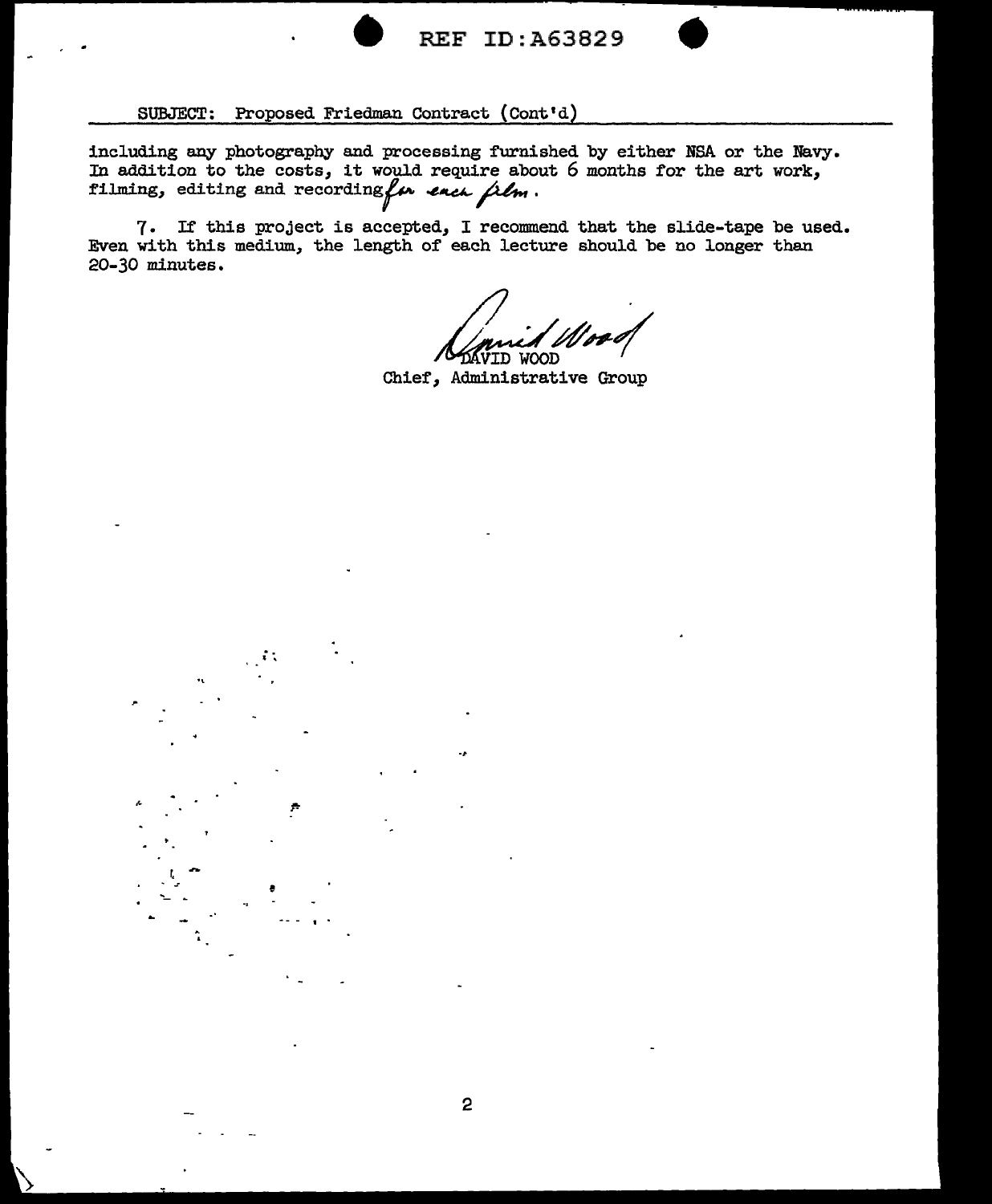SUBJECT: Proposed Friedman Contract (Cont'd)

including any photography and processing furnished by either NSA or the Navy. In addition to the costs, it would require about 6 months for the art work, filming, editing and recording for each film.

7. If this project is accepted, I recommend that the slide-tape be used. Even with this medium, the length of each lecture should be no longer than 20-30 minutes.

David Wood
DAVID WOOD
Chief, Administrative Group